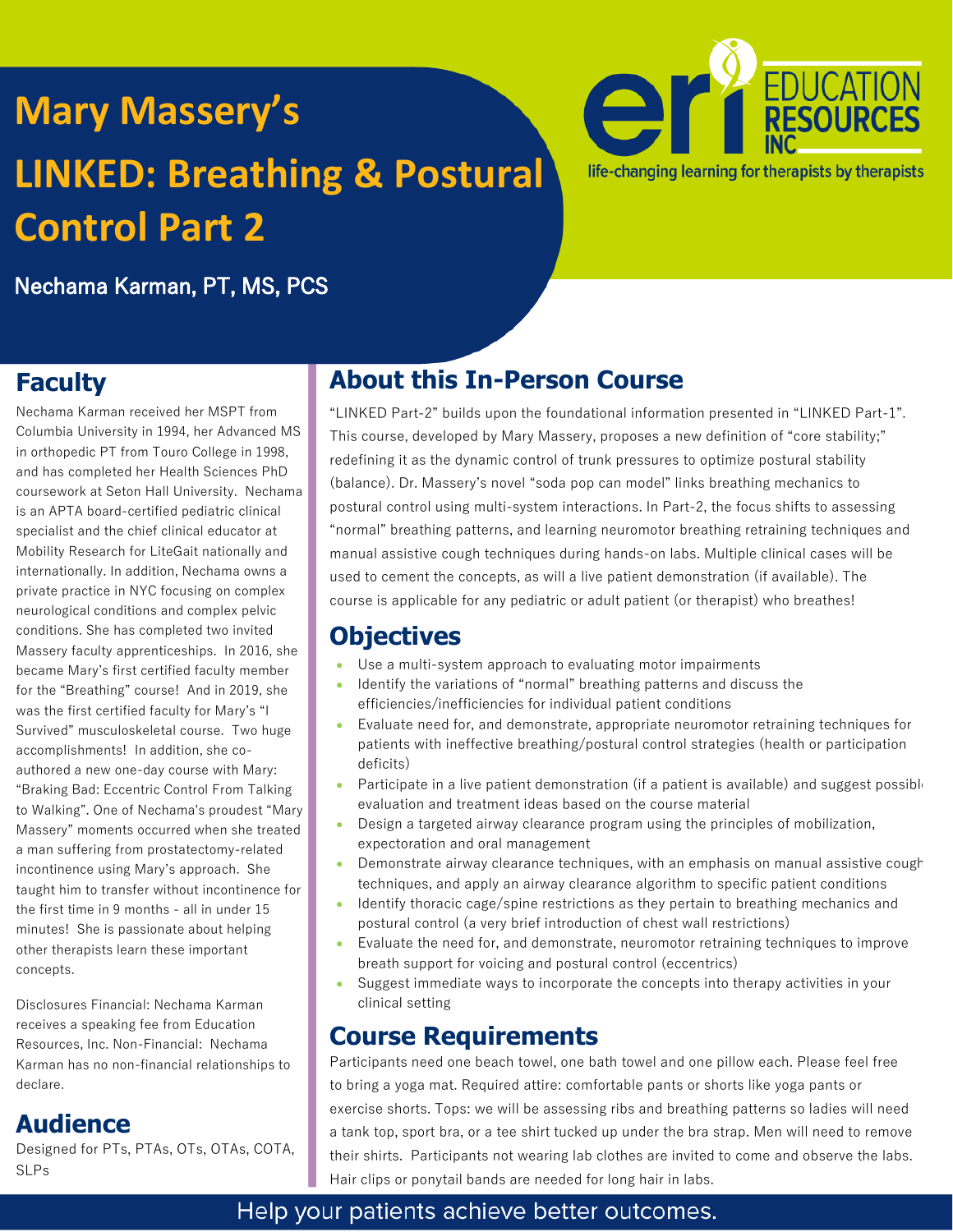# Mary Massery's LINKED: Breathing & Postural Control Part 2

**Nechama Karman, PT, MS, PCS**

EDUCATION RESOURCES INC

life-changing learning for therapists by therapists

## Faculty

Nechama Karman received her MSPT from Columbia University in 1994, her Advanced MS in orthopedic PT from Touro College in 1998, and has completed her Health Sciences PhD coursework at Seton Hall University. Nechama is an APTA board-certified pediatric clinical specialist and the chief clinical educator at Mobility Research for LiteGait nationally and internationally. In addition, Nechama owns a private practice in NYC focusing on complex neurological conditions and complex pelvic conditions. She has completed two invited Massery faculty apprenticeships. In 2016, she became Mary's first certified faculty member for the "Breathing" course! And in 2019, she was the first certified faculty for Mary's "I Survived" musculoskeletal course. Two huge accomplishments! In addition, she co-authored a new one-day course with Mary: "Braking Bad: Eccentric Control From Talking to Walking". One of Nechama's proudest "Mary Massery" moments occurred when she treated a man suffering from prostatectomy-related incontinence using Mary's approach. She taught him to transfer without incontinence for the first time in 9 months - all in under 15 minutes! She is passionate about helping other therapists learn these important concepts.

Disclosures Financial: Nechama Karman receives a speaking fee from Education Resources, Inc. Non-Financial: Nechama Karman has no non-financial relationships to declare.

## Audience

Designed for PTs, PTAs, OTs, OTAs, COTA, SLPs

## About this In-Person Course

"LINKED Part-2" builds upon the foundational information presented in "LINKED Part-1". This course, developed by Mary Massery, proposes a new definition of "core stability;" redefining it as the dynamic control of trunk pressures to optimize postural stability (balance). Dr. Massery's novel "soda pop can model" links breathing mechanics to postural control using multi-system interactions. In Part-2, the focus shifts to assessing "normal" breathing patterns, and learning neuromotor breathing retraining techniques and manual assistive cough techniques during hands-on labs. Multiple clinical cases will be used to cement the concepts, as will a live patient demonstration (if available). The course is applicable for any pediatric or adult patient (or therapist) who breathes!

## Objectives

- Use a multi-system approach to evaluating motor impairments
- Identify the variations of "normal" breathing patterns and discuss the efficiencies/inefficiencies for individual patient conditions
- Evaluate need for, and demonstrate, appropriate neuromotor retraining techniques for patients with ineffective breathing/postural control strategies (health or participation deficits)
- Participate in a live patient demonstration (if a patient is available) and suggest possible evaluation and treatment ideas based on the course material
- Design a targeted airway clearance program using the principles of mobilization, expectoration and oral management
- Demonstrate airway clearance techniques, with an emphasis on manual assistive cough techniques, and apply an airway clearance algorithm to specific patient conditions
- Identify thoracic cage/spine restrictions as they pertain to breathing mechanics and postural control (a very brief introduction of chest wall restrictions)
- Evaluate the need for, and demonstrate, neuromotor retraining techniques to improve breath support for voicing and postural control (eccentrics)
- Suggest immediate ways to incorporate the concepts into therapy activities in your clinical setting

## Course Requirements

Participants need one beach towel, one bath towel and one pillow each. Please feel free to bring a yoga mat. Required attire: comfortable pants or shorts like yoga pants or exercise shorts. Tops: we will be assessing ribs and breathing patterns so ladies will need a tank top, sport bra, or a tee shirt tucked up under the bra strap. Men will need to remove their shirts. Participants not wearing lab clothes are invited to come and observe the labs. Hair clips or ponytail bands are needed for long hair in labs.

Help your patients achieve better outcomes.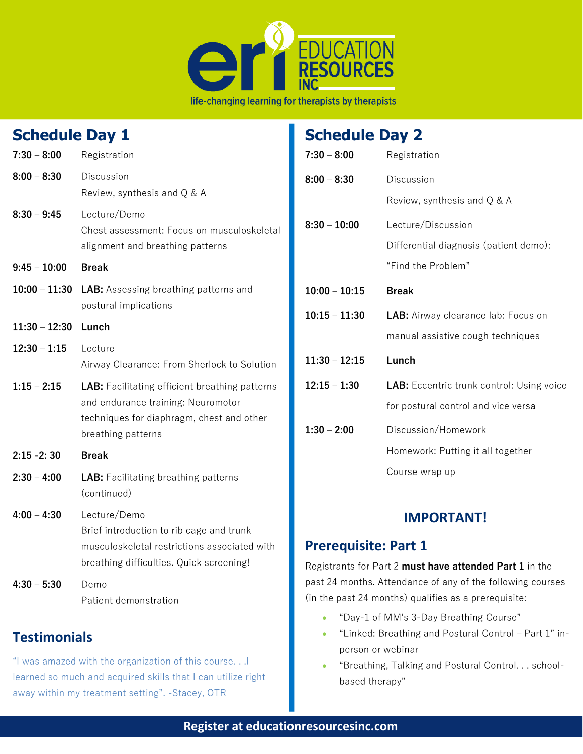ERI EDUCATION RESOURCES INC

life-changing learning for therapists by therapists

## Schedule Day 1

| Time | Activity |
|---|---|
| **7:30 – 8:00** | Registration |
| **8:00 – 8:30** | Discussion<br>Review, synthesis and Q & A |
| **8:30 – 9:45** | Lecture/Demo<br>Chest assessment: Focus on musculoskeletal alignment and breathing patterns |
| **9:45 – 10:00** | **Break** |
| **10:00 – 11:30** | **LAB:** Assessing breathing patterns and postural implications |
| **11:30 – 12:30** | **Lunch** |
| **12:30 – 1:15** | Lecture<br>Airway Clearance: From Sherlock to Solution |
| **1:15 – 2:15** | **LAB:** Facilitating efficient breathing patterns and endurance training: Neuromotor techniques for diaphragm, chest and other breathing patterns |
| **2:15 -2: 30** | **Break** |
| **2:30 – 4:00** | **LAB:** Facilitating breathing patterns (continued) |
| **4:00 – 4:30** | Lecture/Demo<br>Brief introduction to rib cage and trunk musculoskeletal restrictions associated with breathing difficulties. Quick screening! |
| **4:30 – 5:30** | Demo<br>Patient demonstration |

## Testimonials

"I was amazed with the organization of this course. . .I learned so much and acquired skills that I can utilize right away within my treatment setting". -Stacey, OTR

## Schedule Day 2

| Time | Activity |
|---|---|
| **7:30 – 8:00** | Registration |
| **8:00 – 8:30** | Discussion<br>Review, synthesis and Q & A |
| **8:30 – 10:00** | Lecture/Discussion<br>Differential diagnosis (patient demo): "Find the Problem" |
| **10:00 – 10:15** | **Break** |
| **10:15 – 11:30** | **LAB:** Airway clearance lab: Focus on manual assistive cough techniques |
| **11:30 – 12:15** | **Lunch** |
| **12:15 – 1:30** | **LAB:** Eccentric trunk control: Using voice for postural control and vice versa |
| **1:30 – 2:00** | Discussion/Homework<br>Homework: Putting it all together<br>Course wrap up |

## IMPORTANT!

## Prerequisite: Part 1

Registrants for Part 2 **must have attended Part 1** in the past 24 months. Attendance of any of the following courses (in the past 24 months) qualifies as a prerequisite:

- "Day-1 of MM's 3-Day Breathing Course"
- "Linked: Breathing and Postural Control – Part 1" in-person or webinar
- "Breathing, Talking and Postural Control. . . school-based therapy"

**Register at educationresourcesinc.com**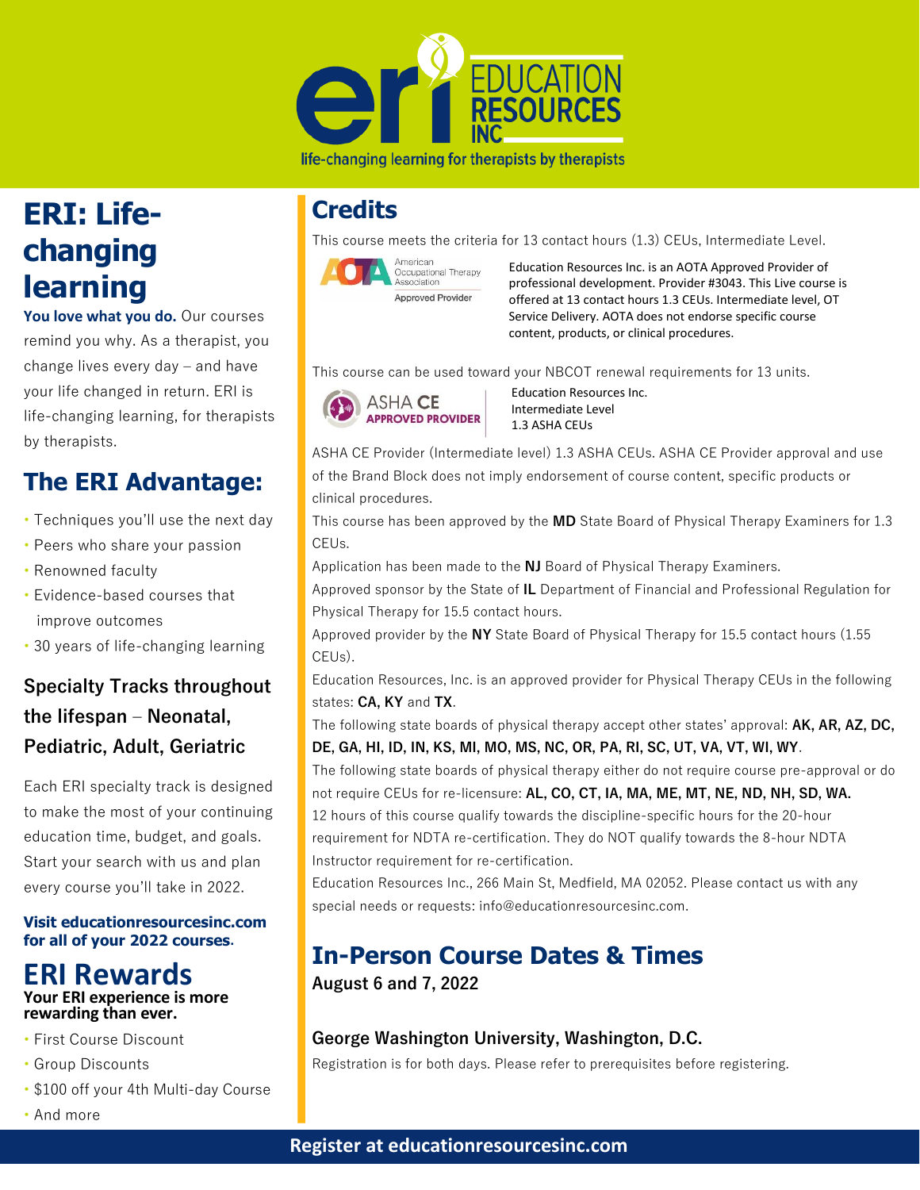EDUCATION RESOURCES INC

life-changing learning for therapists by therapists

# ERI: Life-changing learning

**You love what you do.** Our courses remind you why. As a therapist, you change lives every day – and have your life changed in return. ERI is life-changing learning, for therapists by therapists.

## The ERI Advantage:

- Techniques you'll use the next day
- Peers who share your passion
- Renowned faculty
- Evidence-based courses that improve outcomes
- 30 years of life-changing learning

### Specialty Tracks throughout the lifespan – Neonatal, Pediatric, Adult, Geriatric

Each ERI specialty track is designed to make the most of your continuing education time, budget, and goals. Start your search with us and plan every course you'll take in 2022.

**Visit educationresourcesinc.com for all of your 2022 courses.**

## ERI Rewards

**Your ERI experience is more rewarding than ever.**

- First Course Discount
- Group Discounts
- $100 off your 4th Multi-day Course
- And more

## Credits

This course meets the criteria for 13 contact hours (1.3) CEUs, Intermediate Level.

AOTA American Occupational Therapy Association Approved Provider

Education Resources Inc. is an AOTA Approved Provider of professional development. Provider #3043. This Live course is offered at 13 contact hours 1.3 CEUs. Intermediate level, OT Service Delivery. AOTA does not endorse specific course content, products, or clinical procedures.

This course can be used toward your NBCOT renewal requirements for 13 units.

ASHA CE APPROVED PROVIDER

Education Resources Inc.
Intermediate Level
1.3 ASHA CEUs

ASHA CE Provider (Intermediate level) 1.3 ASHA CEUs. ASHA CE Provider approval and use of the Brand Block does not imply endorsement of course content, specific products or clinical procedures.

This course has been approved by the **MD** State Board of Physical Therapy Examiners for 1.3 CEUs.

Application has been made to the **NJ** Board of Physical Therapy Examiners.

Approved sponsor by the State of **IL** Department of Financial and Professional Regulation for Physical Therapy for 15.5 contact hours.

Approved provider by the **NY** State Board of Physical Therapy for 15.5 contact hours (1.55 CEUs).

Education Resources, Inc. is an approved provider for Physical Therapy CEUs in the following states: **CA, KY** and **TX**.

The following state boards of physical therapy accept other states' approval: **AK, AR, AZ, DC, DE, GA, HI, ID, IN, KS, MI, MO, MS, NC, OR, PA, RI, SC, UT, VA, VT, WI, WY**.

The following state boards of physical therapy either do not require course pre-approval or do not require CEUs for re-licensure: **AL, CO, CT, IA, MA, ME, MT, NE, ND, NH, SD, WA.**

12 hours of this course qualify towards the discipline-specific hours for the 20-hour requirement for NDTA re-certification. They do NOT qualify towards the 8-hour NDTA Instructor requirement for re-certification.

Education Resources Inc., 266 Main St, Medfield, MA 02052. Please contact us with any special needs or requests: info@educationresourcesinc.com.

## In-Person Course Dates & Times

**August 6 and 7, 2022**

### George Washington University, Washington, D.C.

Registration is for both days. Please refer to prerequisites before registering.

**Register at educationresourcesinc.com**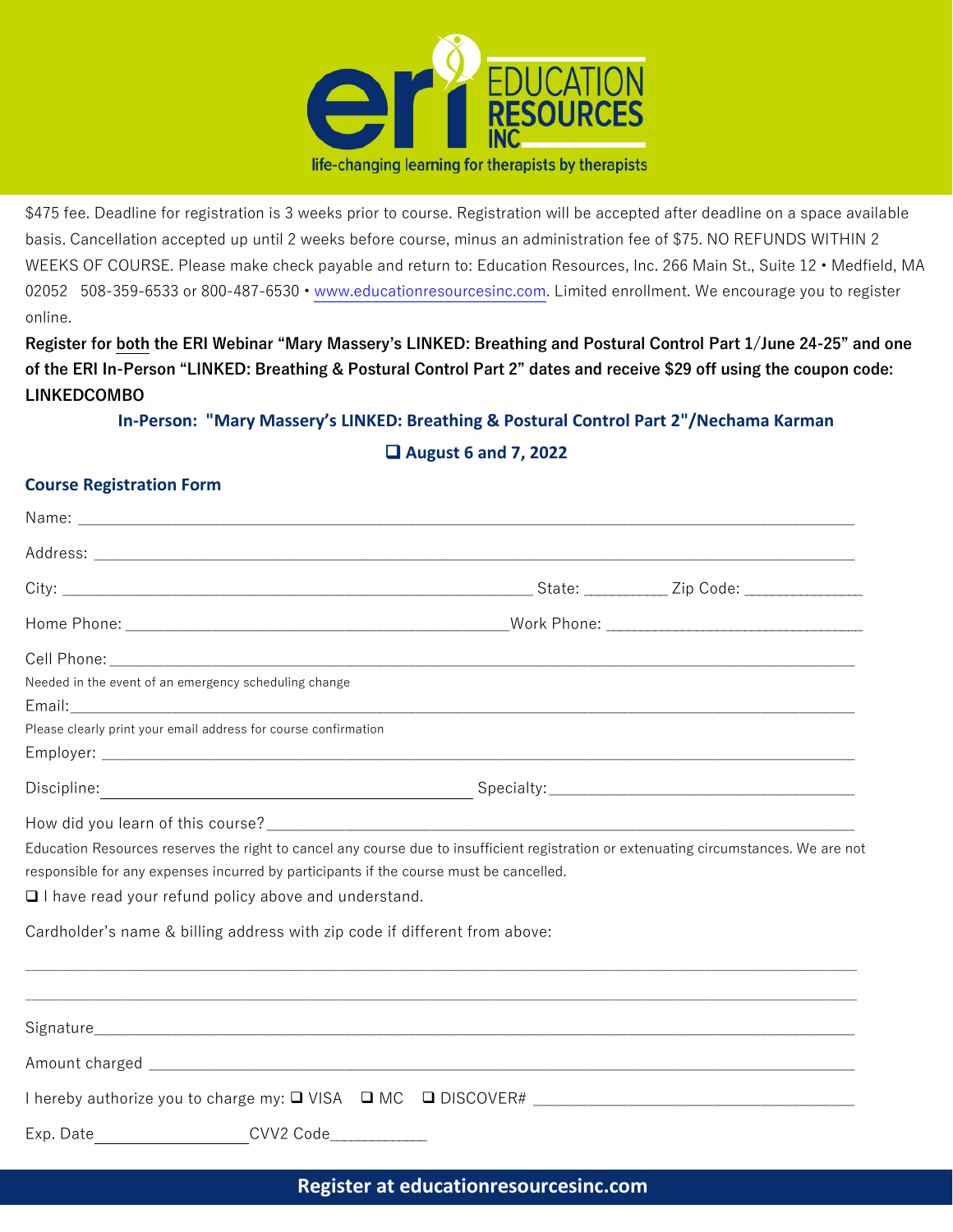ERI EDUCATION RESOURCES INC

life-changing learning for therapists by therapists

$475 fee. Deadline for registration is 3 weeks prior to course. Registration will be accepted after deadline on a space available basis. Cancellation accepted up until 2 weeks before course, minus an administration fee of $75. NO REFUNDS WITHIN 2 WEEKS OF COURSE. Please make check payable and return to: Education Resources, Inc. 266 Main St., Suite 12 • Medfield, MA 02052 508-359-6533 or 800-487-6530 • www.educationresourcesinc.com. Limited enrollment. We encourage you to register online.

**Register for both the ERI Webinar "Mary Massery's LINKED: Breathing and Postural Control Part 1/June 24-25" and one of the ERI In-Person "LINKED: Breathing & Postural Control Part 2" dates and receive $29 off using the coupon code: LINKEDCOMBO**

**In-Person: "Mary Massery's LINKED: Breathing & Postural Control Part 2"/Nechama Karman**

❑ **August 6 and 7, 2022**

## Course Registration Form

Name: ______________________________

Address: ______________________________

City: ______________________________ State: __________ Zip Code: ______________

Home Phone: ______________________________ Work Phone: ______________________________

Cell Phone: ______________________________

Needed in the event of an emergency scheduling change

Email: ______________________________

Please clearly print your email address for course confirmation

Employer: ______________________________

Discipline: ______________________________ Specialty: ______________________________

How did you learn of this course? ______________________________

Education Resources reserves the right to cancel any course due to insufficient registration or extenuating circumstances. We are not responsible for any expenses incurred by participants if the course must be cancelled.

❑ I have read your refund policy above and understand.

Cardholder's name & billing address with zip code if different from above:

______________________________

______________________________

Signature ______________________________

Amount charged ______________________________

I hereby authorize you to charge my: ❑ VISA ❑ MC ❑ DISCOVER# ______________________________

Exp. Date ______________ CVV2 Code ___________

**Register at educationresourcesinc.com**